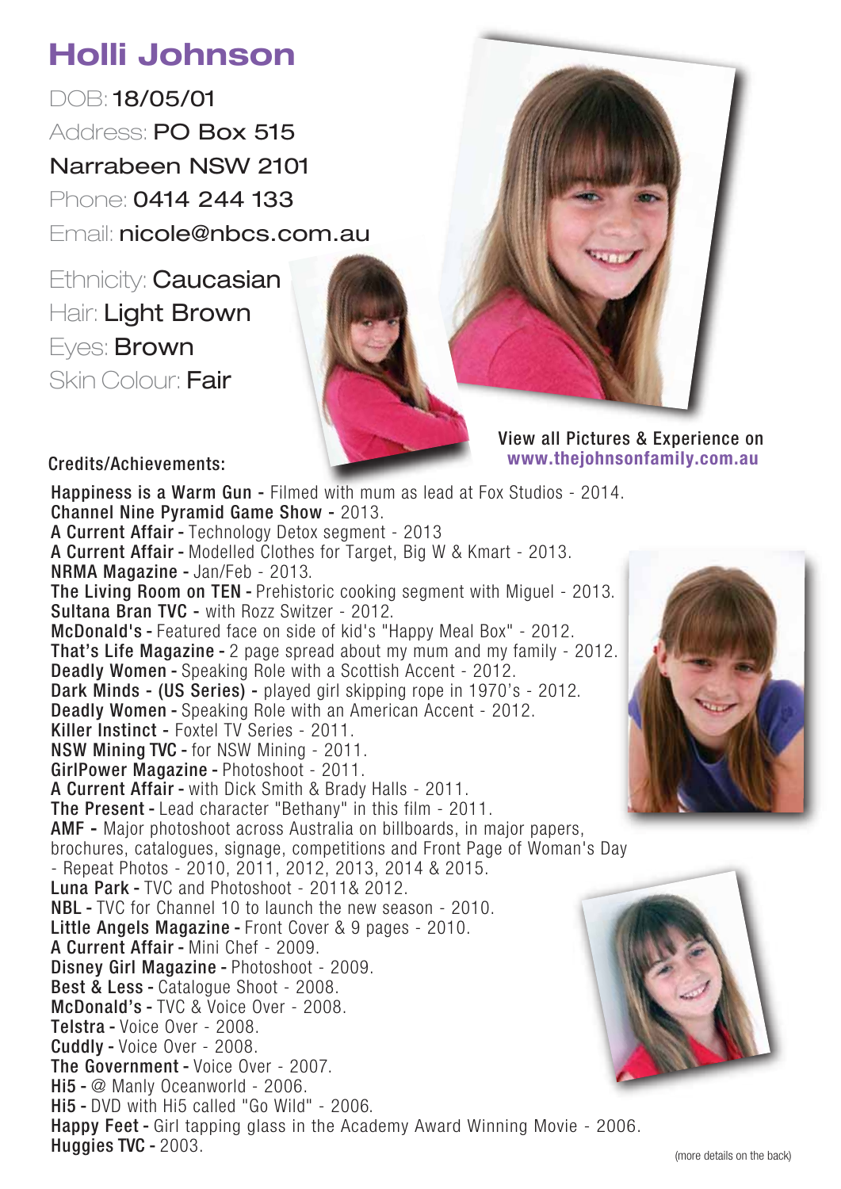# Holli Johnson

DOB: 18/05/01
Address: PO Box 515
Narrabeen NSW 2101
Phone: 0414 244 133
Email: nicole@nbcs.com.au

Ethnicity: Caucasian
Hair: Light Brown
Eyes: Brown
Skin Colour: Fair

View all Pictures & Experience on
**www.thejohnsonfamily.com.au**

## Credits/Achievements:

**Happiness is a Warm Gun -** Filmed with mum as lead at Fox Studios - 2014.
**Channel Nine Pyramid Game Show -** 2013.
**A Current Affair -** Technology Detox segment - 2013
**A Current Affair -** Modelled Clothes for Target, Big W & Kmart - 2013.
**NRMA Magazine -** Jan/Feb - 2013.
**The Living Room on TEN -** Prehistoric cooking segment with Miguel - 2013.
**Sultana Bran TVC -** with Rozz Switzer - 2012.
**McDonald's -** Featured face on side of kid's "Happy Meal Box" - 2012.
**That's Life Magazine -** 2 page spread about my mum and my family - 2012.
**Deadly Women -** Speaking Role with a Scottish Accent - 2012.
**Dark Minds - (US Series) -** played girl skipping rope in 1970's - 2012.
**Deadly Women -** Speaking Role with an American Accent - 2012.
**Killer Instinct -** Foxtel TV Series - 2011.
**NSW Mining TVC -** for NSW Mining - 2011.
**GirlPower Magazine -** Photoshoot - 2011.
**A Current Affair -** with Dick Smith & Brady Halls - 2011.
**The Present -** Lead character "Bethany" in this film - 2011.
**AMF -** Major photoshoot across Australia on billboards, in major papers, brochures, catalogues, signage, competitions and Front Page of Woman's Day - Repeat Photos - 2010, 2011, 2012, 2013, 2014 & 2015.
**Luna Park -** TVC and Photoshoot - 2011& 2012.
**NBL -** TVC for Channel 10 to launch the new season - 2010.
**Little Angels Magazine -** Front Cover & 9 pages - 2010.
**A Current Affair -** Mini Chef - 2009.
**Disney Girl Magazine -** Photoshoot - 2009.
**Best & Less -** Catalogue Shoot - 2008.
**McDonald's -** TVC & Voice Over - 2008.
**Telstra -** Voice Over - 2008.
**Cuddly -** Voice Over - 2008.
**The Government -** Voice Over - 2007.
**Hi5 -** @ Manly Oceanworld - 2006.
**Hi5 -** DVD with Hi5 called "Go Wild" - 2006.
**Happy Feet -** Girl tapping glass in the Academy Award Winning Movie - 2006.
**Huggies TVC -** 2003.

(more details on the back)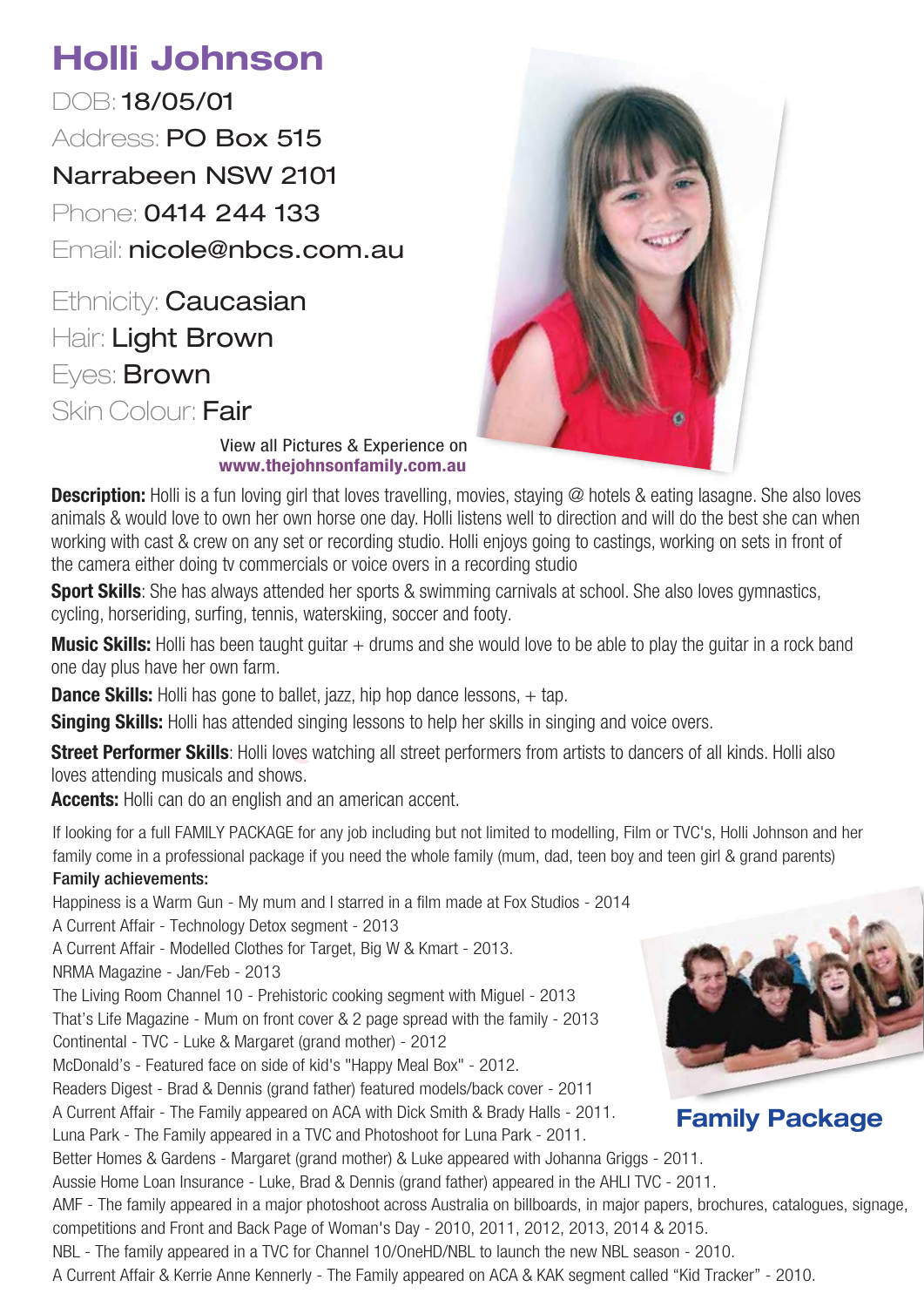# Holli Johnson

DOB: 18/05/01

Address: PO Box 515

Narrabeen NSW 2101

Phone: 0414 244 133

Email: nicole@nbcs.com.au

Ethnicity: Caucasian

Hair: Light Brown

Eyes: Brown

Skin Colour: Fair

View all Pictures & Experience on
**www.thejohnsonfamily.com.au**

**Description:** Holli is a fun loving girl that loves travelling, movies, staying @ hotels & eating lasagne. She also loves animals & would love to own her own horse one day. Holli listens well to direction and will do the best she can when working with cast & crew on any set or recording studio. Holli enjoys going to castings, working on sets in front of the camera either doing tv commercials or voice overs in a recording studio

**Sport Skills**: She has always attended her sports & swimming carnivals at school. She also loves gymnastics, cycling, horseriding, surfing, tennis, waterskiing, soccer and footy.

**Music Skills:** Holli has been taught guitar + drums and she would love to be able to play the guitar in a rock band one day plus have her own farm.

**Dance Skills:** Holli has gone to ballet, jazz, hip hop dance lessons, + tap.

**Singing Skills:** Holli has attended singing lessons to help her skills in singing and voice overs.

**Street Performer Skills**: Holli loves watching all street performers from artists to dancers of all kinds. Holli also loves attending musicals and shows.

**Accents:** Holli can do an english and an american accent.

If looking for a full FAMILY PACKAGE for any job including but not limited to modelling, Film or TVC's, Holli Johnson and her family come in a professional package if you need the whole family (mum, dad, teen boy and teen girl & grand parents)

**Family achievements:**

Happiness is a Warm Gun - My mum and I starred in a film made at Fox Studios - 2014
A Current Affair - Technology Detox segment - 2013
A Current Affair - Modelled Clothes for Target, Big W & Kmart - 2013.
NRMA Magazine - Jan/Feb - 2013
The Living Room Channel 10 - Prehistoric cooking segment with Miguel - 2013
That's Life Magazine - Mum on front cover & 2 page spread with the family - 2013
Continental - TVC - Luke & Margaret (grand mother) - 2012
McDonald's - Featured face on side of kid's "Happy Meal Box" - 2012.
Readers Digest - Brad & Dennis (grand father) featured models/back cover - 2011
A Current Affair - The Family appeared on ACA with Dick Smith & Brady Halls - 2011.
Luna Park - The Family appeared in a TVC and Photoshoot for Luna Park - 2011.
Better Homes & Gardens - Margaret (grand mother) & Luke appeared with Johanna Griggs - 2011.
Aussie Home Loan Insurance - Luke, Brad & Dennis (grand father) appeared in the AHLI TVC - 2011.
AMF - The family appeared in a major photoshoot across Australia on billboards, in major papers, brochures, catalogues, signage, competitions and Front and Back Page of Woman's Day - 2010, 2011, 2012, 2013, 2014 & 2015.
NBL - The family appeared in a TVC for Channel 10/OneHD/NBL to launch the new NBL season - 2010.
A Current Affair & Kerrie Anne Kennerly - The Family appeared on ACA & KAK segment called "Kid Tracker" - 2010.

**Family Package**